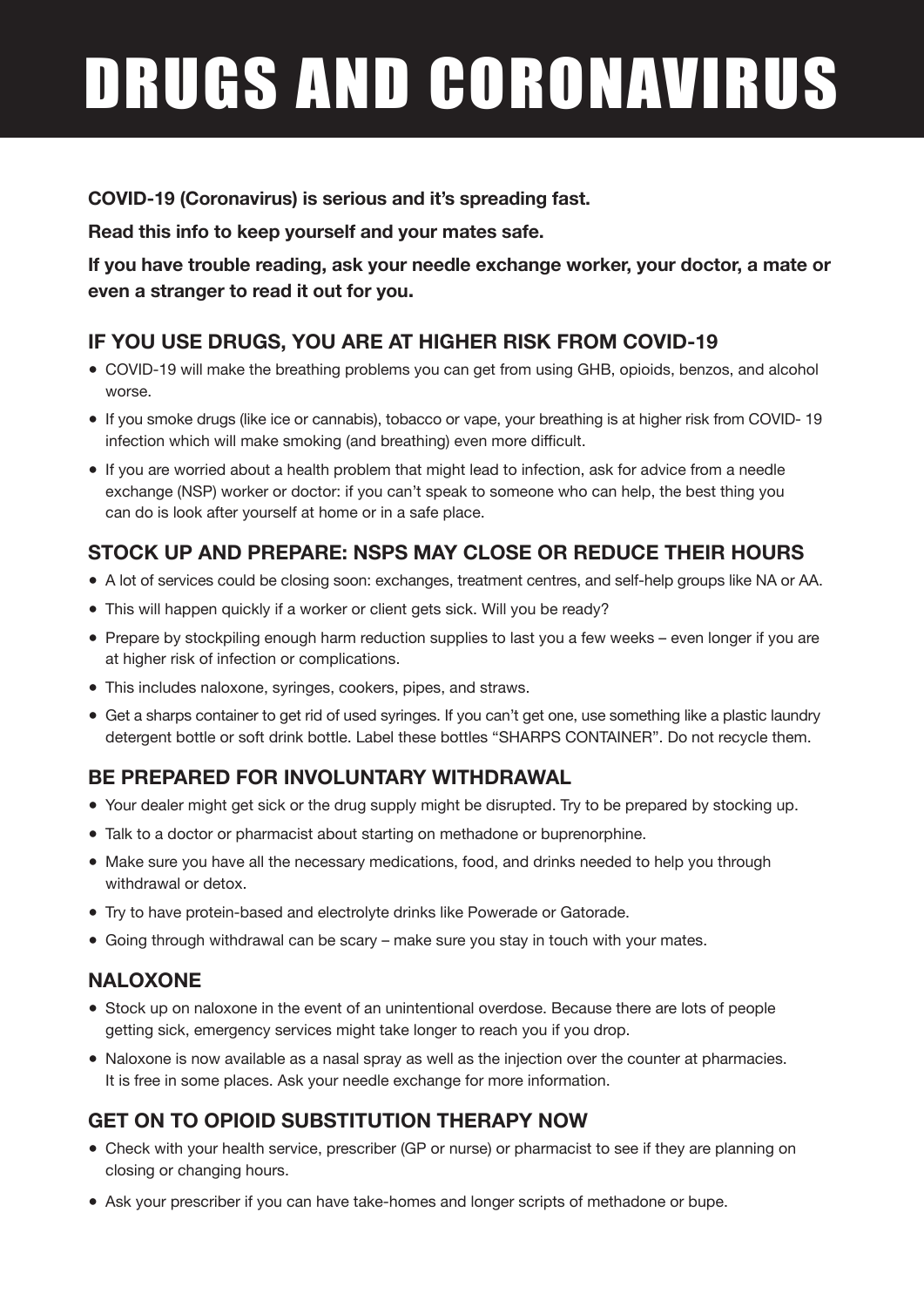# DRUGS AND CORONAVIRUS

**COVID-19 (Coronavirus) is serious and it's spreading fast.**

**Read this info to keep yourself and your mates safe.**

**If you have trouble reading, ask your needle exchange worker, your doctor, a mate or even a stranger to read it out for you.**

## IF YOU USE DRUGS, YOU ARE AT HIGHER RISK FROM COVID-19

- COVID-19 will make the breathing problems you can get from using GHB, opioids, benzos, and alcohol worse.
- If you smoke drugs (like ice or cannabis), tobacco or vape, your breathing is at higher risk from COVID- 19 infection which will make smoking (and breathing) even more difficult.
- If you are worried about a health problem that might lead to infection, ask for advice from a needle exchange (NSP) worker or doctor: if you can't speak to someone who can help, the best thing you can do is look after yourself at home or in a safe place.

## STOCK UP AND PREPARE: NSPS MAY CLOSE OR REDUCE THEIR HOURS

- A lot of services could be closing soon: exchanges, treatment centres, and self-help groups like NA or AA.
- This will happen quickly if a worker or client gets sick. Will you be ready?
- Prepare by stockpiling enough harm reduction supplies to last you a few weeks – even longer if you are at higher risk of infection or complications.
- This includes naloxone, syringes, cookers, pipes, and straws.
- Get a sharps container to get rid of used syringes. If you can't get one, use something like a plastic laundry detergent bottle or soft drink bottle. Label these bottles "SHARPS CONTAINER". Do not recycle them.

## BE PREPARED FOR INVOLUNTARY WITHDRAWAL

- Your dealer might get sick or the drug supply might be disrupted. Try to be prepared by stocking up.
- Talk to a doctor or pharmacist about starting on methadone or buprenorphine.
- Make sure you have all the necessary medications, food, and drinks needed to help you through withdrawal or detox.
- Try to have protein-based and electrolyte drinks like Powerade or Gatorade.
- Going through withdrawal can be scary – make sure you stay in touch with your mates.

## NALOXONE

- Stock up on naloxone in the event of an unintentional overdose. Because there are lots of people getting sick, emergency services might take longer to reach you if you drop.
- Naloxone is now available as a nasal spray as well as the injection over the counter at pharmacies. It is free in some places. Ask your needle exchange for more information.

## GET ON TO OPIOID SUBSTITUTION THERAPY NOW

- Check with your health service, prescriber (GP or nurse) or pharmacist to see if they are planning on closing or changing hours.
- Ask your prescriber if you can have take-homes and longer scripts of methadone or bupe.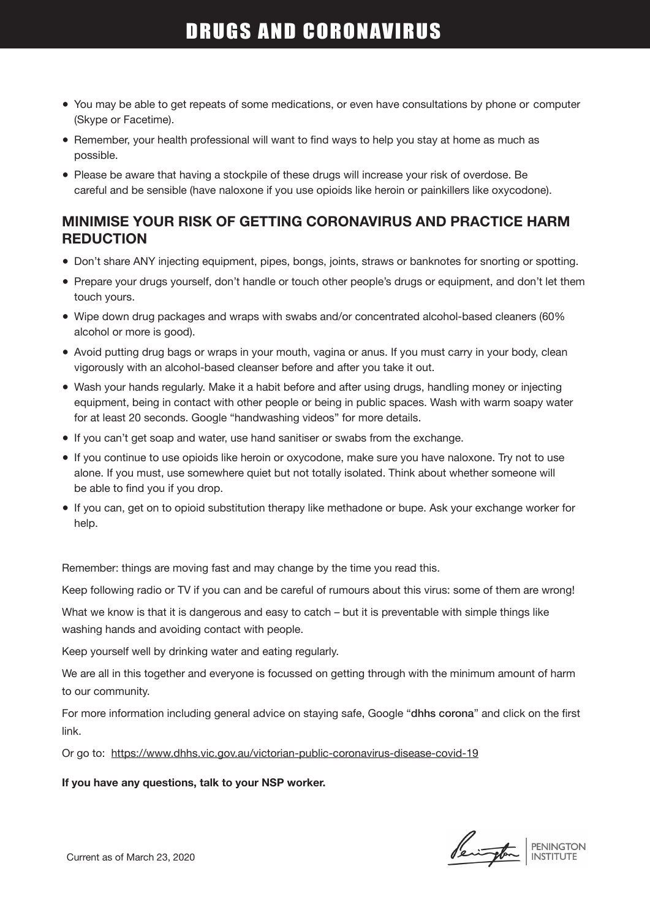- You may be able to get repeats of some medications, or even have consultations by phone or computer (Skype or Facetime).
- Remember, your health professional will want to find ways to help you stay at home as much as possible.
- Please be aware that having a stockpile of these drugs will increase your risk of overdose. Be careful and be sensible (have naloxone if you use opioids like heroin or painkillers like oxycodone).

## MINIMISE YOUR RISK OF GETTING CORONAVIRUS AND PRACTICE HARM REDUCTION

- Don't share ANY injecting equipment, pipes, bongs, joints, straws or banknotes for snorting or spotting.
- Prepare your drugs yourself, don't handle or touch other people's drugs or equipment, and don't let them touch yours.
- Wipe down drug packages and wraps with swabs and/or concentrated alcohol-based cleaners (60% alcohol or more is good).
- Avoid putting drug bags or wraps in your mouth, vagina or anus. If you must carry in your body, clean vigorously with an alcohol-based cleanser before and after you take it out.
- Wash your hands regularly. Make it a habit before and after using drugs, handling money or injecting equipment, being in contact with other people or being in public spaces. Wash with warm soapy water for at least 20 seconds. Google "handwashing videos" for more details.
- If you can't get soap and water, use hand sanitiser or swabs from the exchange.
- If you continue to use opioids like heroin or oxycodone, make sure you have naloxone. Try not to use alone. If you must, use somewhere quiet but not totally isolated. Think about whether someone will be able to find you if you drop.
- If you can, get on to opioid substitution therapy like methadone or bupe. Ask your exchange worker for help.

Remember: things are moving fast and may change by the time you read this.

Keep following radio or TV if you can and be careful of rumours about this virus: some of them are wrong!

What we know is that it is dangerous and easy to catch – but it is preventable with simple things like washing hands and avoiding contact with people.

Keep yourself well by drinking water and eating regularly.

We are all in this together and everyone is focussed on getting through with the minimum amount of harm to our community.

For more information including general advice on staying safe, Google "dhhs corona" and click on the first link.

Or go to: https://www.dhhs.vic.gov.au/victorian-public-coronavirus-disease-covid-19

**If you have any questions, talk to your NSP worker.**

Current as of March 23, 2020

PENINGTON INSTITUTE